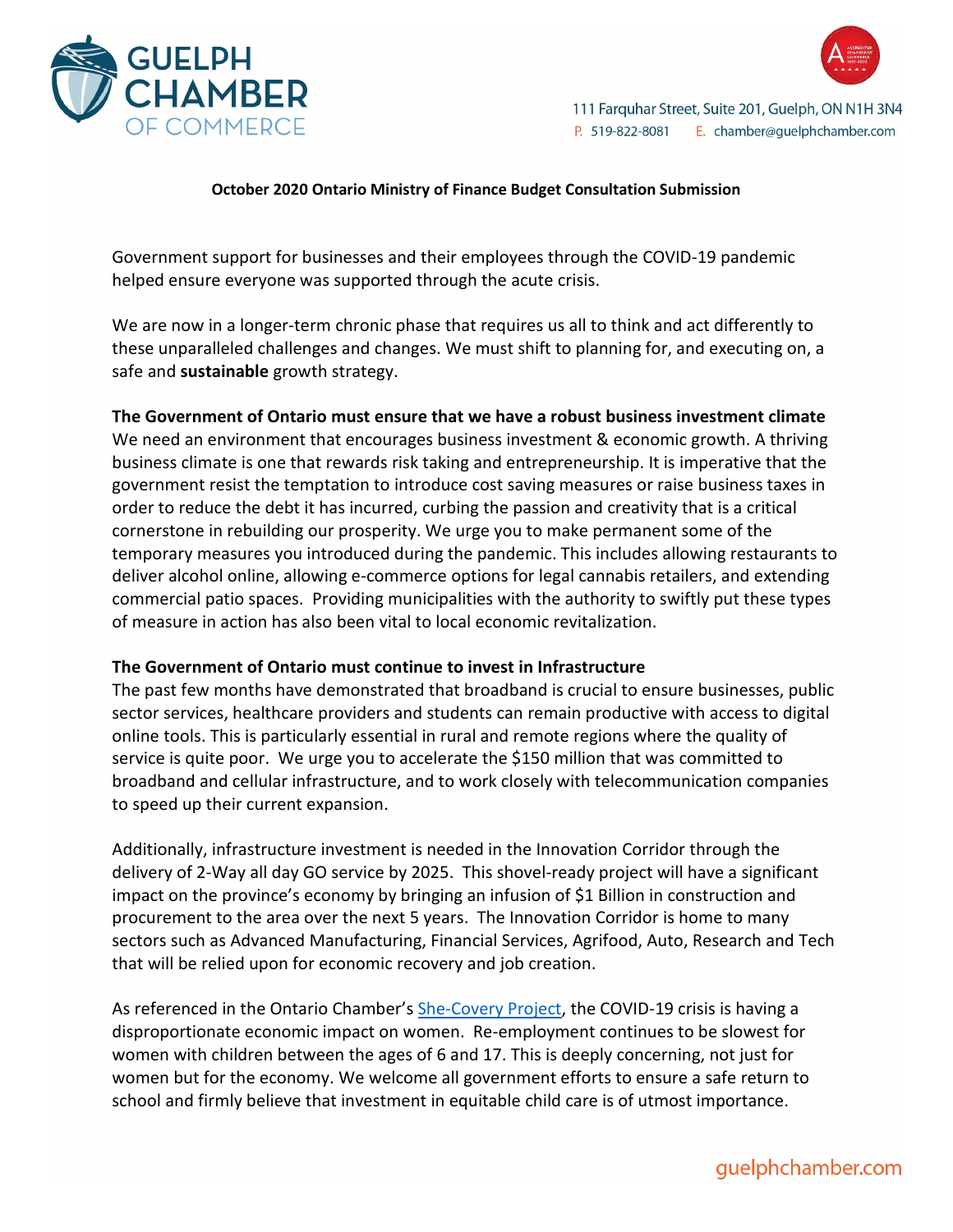# GUELPH CHAMBER OF COMMERCE

111 Farquhar Street, Suite 201, Guelph, ON N1H 3N4
P. 519-822-8081 E. chamber@guelphchamber.com

**October 2020 Ontario Ministry of Finance Budget Consultation Submission**

Government support for businesses and their employees through the COVID-19 pandemic helped ensure everyone was supported through the acute crisis.

We are now in a longer-term chronic phase that requires us all to think and act differently to these unparalleled challenges and changes. We must shift to planning for, and executing on, a safe and **sustainable** growth strategy.

**The Government of Ontario must ensure that we have a robust business investment climate**

We need an environment that encourages business investment & economic growth. A thriving business climate is one that rewards risk taking and entrepreneurship. It is imperative that the government resist the temptation to introduce cost saving measures or raise business taxes in order to reduce the debt it has incurred, curbing the passion and creativity that is a critical cornerstone in rebuilding our prosperity. We urge you to make permanent some of the temporary measures you introduced during the pandemic. This includes allowing restaurants to deliver alcohol online, allowing e-commerce options for legal cannabis retailers, and extending commercial patio spaces. Providing municipalities with the authority to swiftly put these types of measure in action has also been vital to local economic revitalization.

**The Government of Ontario must continue to invest in Infrastructure**

The past few months have demonstrated that broadband is crucial to ensure businesses, public sector services, healthcare providers and students can remain productive with access to digital online tools. This is particularly essential in rural and remote regions where the quality of service is quite poor. We urge you to accelerate the $150 million that was committed to broadband and cellular infrastructure, and to work closely with telecommunication companies to speed up their current expansion.

Additionally, infrastructure investment is needed in the Innovation Corridor through the delivery of 2-Way all day GO service by 2025. This shovel-ready project will have a significant impact on the province's economy by bringing an infusion of $1 Billion in construction and procurement to the area over the next 5 years. The Innovation Corridor is home to many sectors such as Advanced Manufacturing, Financial Services, Agrifood, Auto, Research and Tech that will be relied upon for economic recovery and job creation.

As referenced in the Ontario Chamber's She-Covery Project, the COVID-19 crisis is having a disproportionate economic impact on women. Re-employment continues to be slowest for women with children between the ages of 6 and 17. This is deeply concerning, not just for women but for the economy. We welcome all government efforts to ensure a safe return to school and firmly believe that investment in equitable child care is of utmost importance.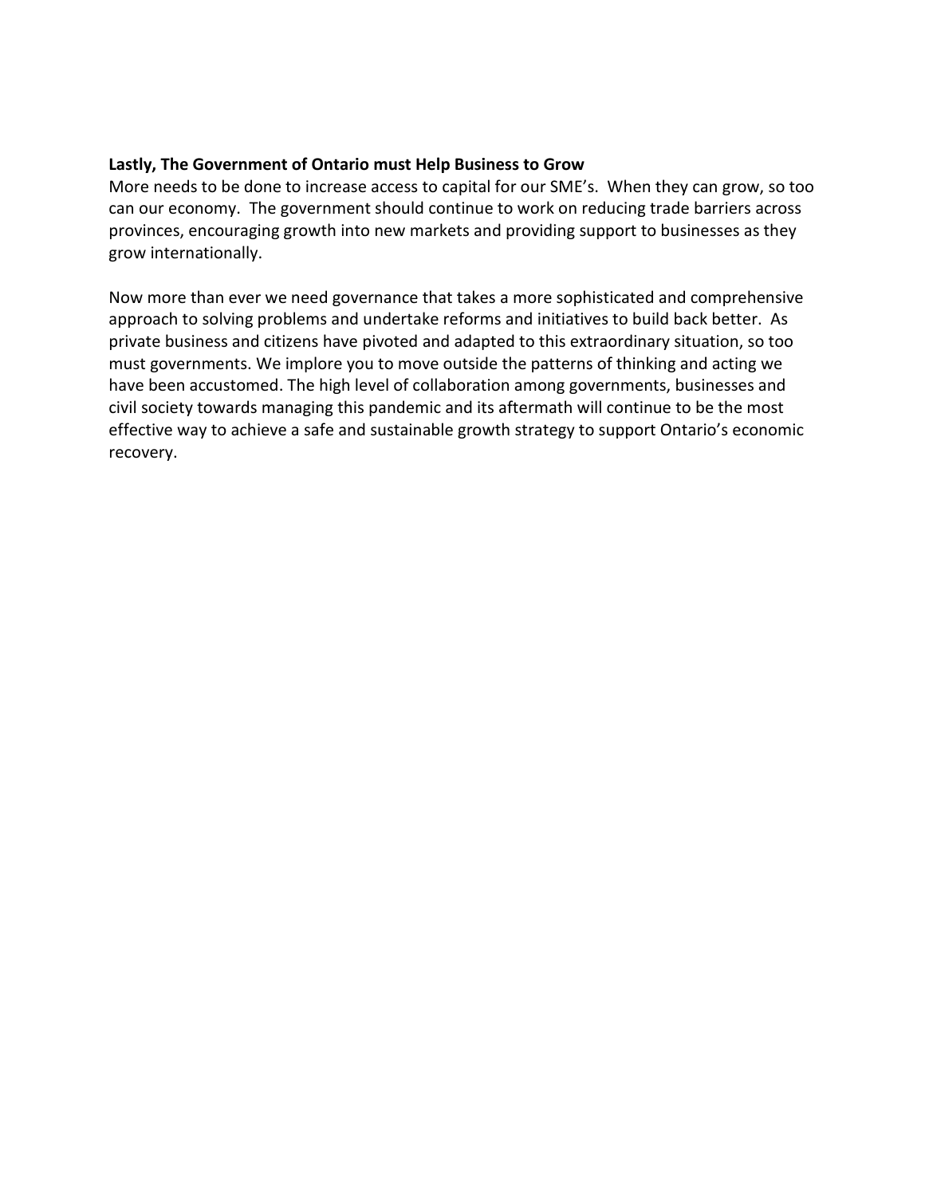**Lastly, The Government of Ontario must Help Business to Grow**

More needs to be done to increase access to capital for our SME's. When they can grow, so too can our economy. The government should continue to work on reducing trade barriers across provinces, encouraging growth into new markets and providing support to businesses as they grow internationally.

Now more than ever we need governance that takes a more sophisticated and comprehensive approach to solving problems and undertake reforms and initiatives to build back better. As private business and citizens have pivoted and adapted to this extraordinary situation, so too must governments. We implore you to move outside the patterns of thinking and acting we have been accustomed. The high level of collaboration among governments, businesses and civil society towards managing this pandemic and its aftermath will continue to be the most effective way to achieve a safe and sustainable growth strategy to support Ontario's economic recovery.